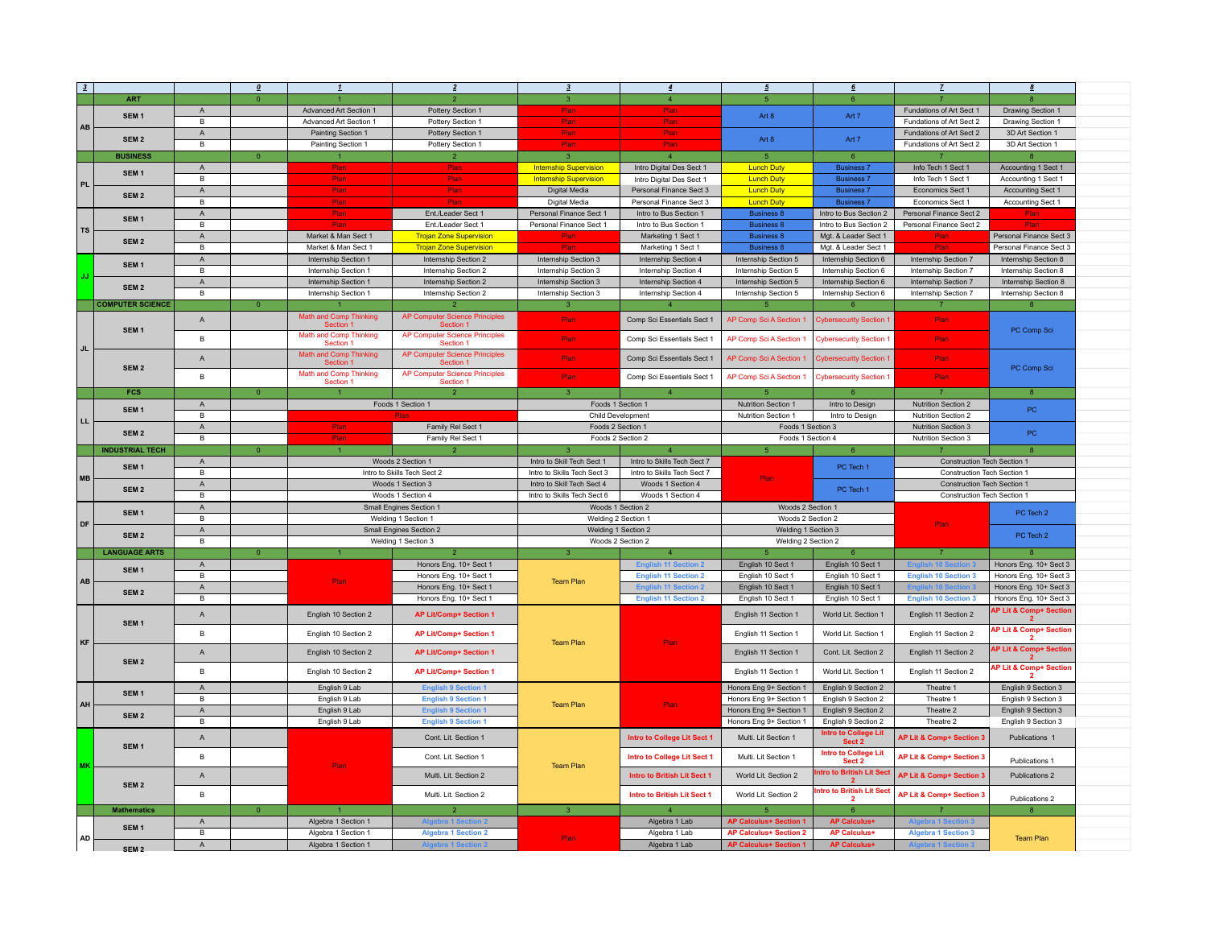| 3 | | | 0 | 1 | 2 | 3 | 4 | 5 | 6 | 7 | 8 |
|---|---|---|---|---|---|---|---|---|---|---|---|
| | **ART** | | 0 | 1 | 2 | 3 | 4 | 5 | 6 | 7 | 8 |
| AB | SEM 1 | A | | Advanced Art Section 1 | Pottery Section 1 | Plan | Plan | Art 8 | Art 7 | Fundations of Art Sect 1 | Drawing Section 1 |
| | | B | | Advanced Art Section 1 | Pottery Section 1 | Plan | Plan | | | Fundations of Art Sect 1 | Drawing Section 1 |
| | SEM 2 | A | | Painting Section 1 | Pottery Section 1 | Plan | Plan | Art 8 | Art 7 | Fundations of Art Sect 2 | 3D Art Section 1 |
| | | B | | Painting Section 1 | Pottery Section 1 | Plan | Plan | | | Fundations of Art Sect 2 | 3D Art Section 1 |
| | **BUSINESS** | | 0 | 1 | 2 | 3 | 4 | 5 | 6 | 7 | 8 |
| PL | SEM 1 | A | | Plan | Plan | Internship Supervision | Intro Digital Des Sect 1 | Lunch Duty | Business 7 | Info Tech 1 Sect 1 | Accounting 1 Sect 1 |
| | | B | | Plan | Plan | Internship Supervision | Intro Digital Des Sect 1 | Lunch Duty | Business 7 | Info Tech 1 Sect 1 | Accounting 1 Sect 1 |
| | SEM 2 | A | | Plan | Plan | Digital Media | Personal Finance Sect 3 | Lunch Duty | Business 7 | Economics Sect 1 | Accounting Sect 1 |
| | | B | | Plan | Plan | Digital Media | Personal Finance Sect 3 | Lunch Duty | Business 7 | Economics Sect 1 | Accounting Sect 1 |
| TS | SEM 1 | A | | Plan | Ent./Leader Sect 1 | Personal Finance Sect 1 | Intro to Bus Section 1 | Business 8 | Intro to Bus Section 2 | Personal Finance Sect 2 | Plan |
| | | B | | Plan | Ent./Leader Sect 1 | Personal Finance Sect 1 | Intro to Bus Section 1 | Business 8 | Intro to Bus Section 2 | Personal Finance Sect 2 | Plan |
| | SEM 2 | A | | Market & Man Sect 1 | Trojan Zone Supervision | Plan | Marketing 1 Sect 1 | Business 8 | Mgt. & Leader Sect 1 | Plan | Personal Finance Sect 3 |
| | | B | | Market & Man Sect 1 | Trojan Zone Supervision | Plan | Marketing 1 Sect 1 | Business 8 | Mgt. & Leader Sect 1 | Plan | Personal Finance Sect 3 |
| JJ | SEM 1 | A | | Internship Section 1 | Internship Section 2 | Internship Section 3 | Internship Section 4 | Internship Section 5 | Internship Section 6 | Internship Section 7 | Internship Section 8 |
| | | B | | Internship Section 1 | Internship Section 2 | Internship Section 3 | Internship Section 4 | Internship Section 5 | Internship Section 6 | Internship Section 7 | Internship Section 8 |
| | SEM 2 | A | | Internship Section 1 | Internship Section 2 | Internship Section 3 | Internship Section 4 | Internship Section 5 | Internship Section 6 | Internship Section 7 | Internship Section 8 |
| | | B | | Internship Section 1 | Internship Section 2 | Internship Section 3 | Internship Section 4 | Internship Section 5 | Internship Section 6 | Internship Section 7 | Internship Section 8 |
| | **COMPUTER SCIENCE** | | 0 | 1 | 2 | 3 | 4 | 5 | 6 | 7 | 8 |
| JL | SEM 1 | A | | Math and Comp Thinking Section 1 | AP Computer Science Principles Section 1 | Plan | Comp Sci Essentials Sect 1 | AP Comp Sci A Section 1 | Cybersecurity Section 1 | Plan | PC Comp Sci |
| | | B | | Math and Comp Thinking Section 1 | AP Computer Science Principles Section 1 | Plan | Comp Sci Essentials Sect 1 | AP Comp Sci A Section 1 | Cybersecurity Section 1 | Plan | |
| | SEM 2 | A | | Math and Comp Thinking Section 1 | AP Computer Science Principles Section 1 | Plan | Comp Sci Essentials Sect 1 | AP Comp Sci A Section 1 | Cybersecurity Section 1 | Plan | PC Comp Sci |
| | | B | | Math and Comp Thinking Section 1 | AP Computer Science Principles Section 1 | Plan | Comp Sci Essentials Sect 1 | AP Comp Sci A Section 1 | Cybersecurity Section 1 | Plan | |
| | **FCS** | | 0 | 1 | 2 | 3 | 4 | 5 | 6 | 7 | 8 |
| LL | SEM 1 | A | | Foods 1 Section 1 | | Foods 1 Section 1 | | Nutrition Section 1 | Intro to Design | Nutrition Section 2 | PC |
| | | B | | Plan | | Child Development | | Nutrition Section 1 | Intro to Design | Nutrition Section 2 | |
| | SEM 2 | A | | Plan | Family Rel Sect 1 | Foods 2 Section 1 | | Foods 1 Section 3 | | Nutrition Section 3 | PC |
| | | B | | Plan | Family Rel Sect 1 | Foods 2 Section 2 | | Foods 1 Section 4 | | Nutrition Section 3 | |
| | **INDUSTRIAL TECH** | | 0 | 1 | 2 | 3 | 4 | 5 | 6 | 7 | 8 |
| MB | SEM 1 | A | | Woods 2 Section 1 | | Intro to Skill Tech Sect 1 | Intro to Skills Tech Sect 7 | Plan | PC Tech 1 | Construction Tech Section 1 | |
| | | B | | Intro to Skills Tech Sect 2 | | Intro to Skills Tech Sect 3 | Intro to Skills Tech Sect 7 | | | Construction Tech Section 1 | |
| | SEM 2 | A | | Woods 1 Section 3 | | Intro to Skill Tech Sect 4 | Woods 1 Section 4 | | PC Tech 1 | Construction Tech Section 1 | |
| | | B | | Woods 1 Section 4 | | Intro to Skills Tech Sect 6 | Woods 1 Section 4 | | | Construction Tech Section 1 | |
| DF | SEM 1 | A | | Small Engines Section 1 | | Woods 1 Section 2 | | Woods 2 Section 1 | | Plan | PC Tech 2 |
| | | B | | Welding 1 Section 1 | | Welding 1 Section 1 | | Woods 2 Section 2 | | | |
| | SEM 2 | A | | Small Engines Section 2 | | Welding 1 Section 2 | | Welding 1 Section 3 | | | PC Tech 2 |
| | | B | | Welding 1 Section 3 | | Woods 2 Section 2 | | Welding 2 Section 2 | | | |
| | **LANGUAGE ARTS** | | 0 | 1 | 2 | 3 | 4 | 5 | 6 | 7 | 8 |
| AB | SEM 1 | A | | Plan | Honors Eng. 10+ Sect 1 | Team Plan | English 11 Section 2 | English 10 Sect 1 | English 10 Sect 1 | English 10 Section 3 | Honors Eng. 10+ Sect 3 |
| | | B | | | Honors Eng. 10+ Sect 1 | | English 11 Section 2 | English 10 Sect 1 | English 10 Sect 1 | English 10 Section 3 | Honors Eng. 10+ Sect 3 |
| | SEM 2 | A | | | Honors Eng. 10+ Sect 1 | | English 11 Section 2 | English 10 Sect 1 | English 10 Sect 1 | English 10 Section 3 | Honors Eng. 10+ Sect 3 |
| | | B | | | Honors Eng. 10+ Sect 1 | | English 11 Section 2 | English 10 Sect 1 | English 10 Sect 1 | English 10 Section 3 | Honors Eng. 10+ Sect 3 |
| KF | SEM 1 | A | | English 10 Section 2 | AP Lit/Comp+ Section 1 | Team Plan | Plan | English 11 Section 1 | World Lit. Section 1 | English 11 Section 2 | AP Lit & Comp+ Section 2 |
| | | B | | English 10 Section 2 | AP Lit/Comp+ Section 1 | | | English 11 Section 1 | World Lit. Section 1 | English 11 Section 2 | AP Lit & Comp+ Section 2 |
| | SEM 2 | A | | English 10 Section 2 | AP Lit/Comp+ Section 1 | | | English 11 Section 1 | Cont. Lit. Section 2 | English 11 Section 2 | AP Lit & Comp+ Section 2 |
| | | B | | English 10 Section 2 | AP Lit/Comp+ Section 1 | | | English 11 Section 1 | World Lit. Section 1 | English 11 Section 2 | AP Lit & Comp+ Section 2 |
| AH | SEM 1 | A | | English 9 Lab | English 9 Section 1 | Team Plan | Plan | Honors Eng 9+ Section 1 | English 9 Section 2 | Theatre 1 | English 9 Section 3 |
| | | B | | English 9 Lab | English 9 Section 1 | | | Honors Eng 9+ Section 1 | English 9 Section 2 | Theatre 1 | English 9 Section 3 |
| | SEM 2 | A | | English 9 Lab | English 9 Section 1 | | | Honors Eng 9+ Section 1 | English 9 Section 2 | Theatre 2 | English 9 Section 3 |
| | | B | | English 9 Lab | English 9 Section 1 | | | Honors Eng 9+ Section 1 | English 9 Section 2 | Theatre 2 | English 9 Section 3 |
| MK | SEM 1 | A | | Plan | Cont. Lit. Section 1 | Team Plan | Intro to College Lit Sect 1 | Multi. Lit Section 1 | Intro to College Lit Sect 2 | AP Lit & Comp+ Section 3 | Publications 1 |
| | | B | | | Cont. Lit. Section 1 | | Intro to College Lit Sect 1 | Multi. Lit Section 1 | Intro to College Lit Sect 2 | AP Lit & Comp+ Section 3 | Publications 1 |
| | SEM 2 | A | | | Multi. Lit. Section 2 | | Intro to British Lit Sect 1 | World Lit. Section 2 | Intro to British Lit Sect 2 | AP Lit & Comp+ Section 3 | Publications 2 |
| | | B | | | Multi. Lit. Section 2 | | Intro to British Lit Sect 1 | World Lit. Section 2 | Intro to British Lit Sect 2 | AP Lit & Comp+ Section 3 | Publications 2 |
| | **Mathematics** | | 0 | 1 | 2 | 3 | 4 | 5 | 6 | 7 | 8 |
| AD | SEM 1 | A | | Algebra 1 Section 1 | Algebra 1 Section 2 | Plan | Algebra 1 Lab | AP Calculus+ Section 1 | AP Calculus+ | Algebra 1 Section 3 | Team Plan |
| | | B | | Algebra 1 Section 1 | Algebra 1 Section 2 | | Algebra 1 Lab | AP Calculus+ Section 2 | AP Calculus+ | Algebra 1 Section 3 | |
| | SEM 2 | A | | Algebra 1 Section 1 | Algebra 1 Section 2 | | Algebra 1 Lab | AP Calculus+ Section 1 | AP Calculus+ | Algebra 1 Section 3 | |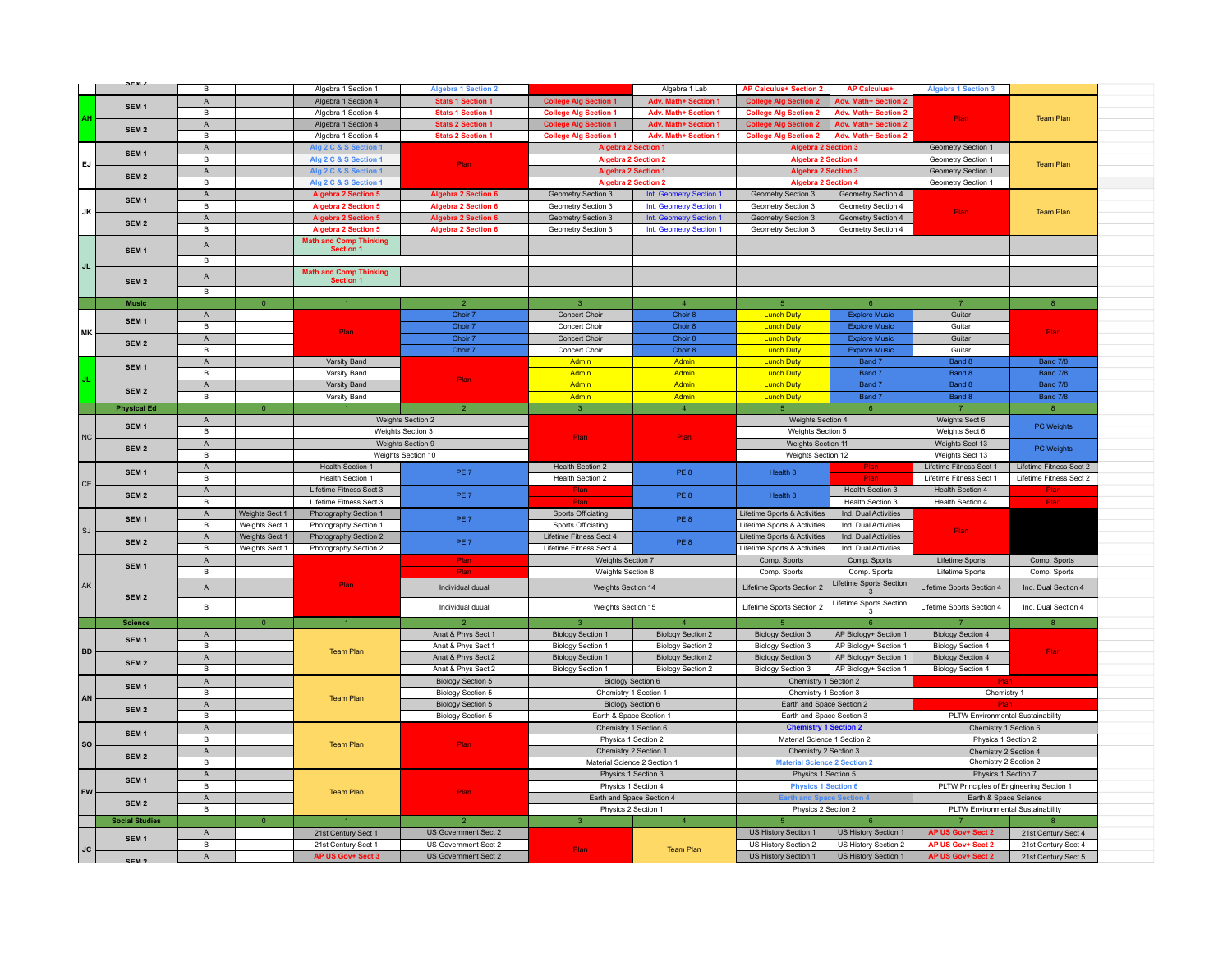| | | | 0 | 1 | 2 | 3 | 4 | 5 | 6 | 7 | 8 |
|---|---|---|---|---|---|---|---|---|---|---|---|
| | SEM 2 | B | | Algebra 1 Section 1 | Algebra 1 Section 2 | | Algebra 1 Lab | AP Calculus+ Section 2 | AP Calculus+ | Algebra 1 Section 3 | |
| AH | SEM 1 | A | | Algebra 1 Section 4 | Stats 1 Section 1 | College Alg Section 1 | Adv. Math+ Section 1 | College Alg Section 2 | Adv. Math+ Section 2 | Plan | Team Plan |
| | | B | | Algebra 1 Section 4 | Stats 1 Section 1 | College Alg Section 1 | Adv. Math+ Section 1 | College Alg Section 2 | Adv. Math+ Section 2 | | |
| | SEM 2 | A | | Algebra 1 Section 4 | Stats 2 Section 1 | College Alg Section 1 | Adv. Math+ Section 1 | College Alg Section 2 | Adv. Math+ Section 2 | | |
| | | B | | Algebra 1 Section 4 | Stats 2 Section 1 | College Alg Section 1 | Adv. Math+ Section 1 | College Alg Section 2 | Adv. Math+ Section 2 | | |
| EJ | SEM 1 | A | | Alg 2 C & S Section 1 | Plan | Algebra 2 Section 1 | | Algebra 2 Section 3 | | Geometry Section 1 | Team Plan |
| | | B | | Alg 2 C & S Section 1 | | Algebra 2 Section 2 | | Algebra 2 Section 4 | | Geometry Section 1 | |
| | SEM 2 | A | | Alg 2 C & S Section 1 | | Algebra 2 Section 1 | | Algebra 2 Section 3 | | Geometry Section 1 | |
| | | B | | Alg 2 C & S Section 1 | | Algebra 2 Section 2 | | Algebra 2 Section 4 | | Geometry Section 1 | |
| JK | SEM 1 | A | | Algebra 2 Section 5 | Algebra 2 Section 6 | Geometry Section 3 | Int. Geometry Section 1 | Geometry Section 3 | Geometry Section 4 | Plan | Team Plan |
| | | B | | Algebra 2 Section 5 | Algebra 2 Section 6 | Geometry Section 3 | Int. Geometry Section 1 | Geometry Section 3 | Geometry Section 4 | | |
| | SEM 2 | A | | Algebra 2 Section 5 | Algebra 2 Section 6 | Geometry Section 3 | Int. Geometry Section 1 | Geometry Section 3 | Geometry Section 4 | | |
| | | B | | Algebra 2 Section 5 | Algebra 2 Section 6 | Geometry Section 3 | Int. Geometry Section 1 | Geometry Section 3 | Geometry Section 4 | | |
| JL | SEM 1 | A | | Math and Comp Thinking Section 1 | | | | | | | |
| | | B | | | | | | | | | |
| | SEM 2 | A | | Math and Comp Thinking Section 1 | | | | | | | |
| | | B | | | | | | | | | |
| **Music** | | | 0 | 1 | 2 | 3 | 4 | 5 | 6 | 7 | 8 |
| MK | SEM 1 | A | | Plan | Choir 7 | Concert Choir | Choir 8 | Lunch Duty | Explore Music | Guitar | Plan |
| | | B | | | Choir 7 | Concert Choir | Choir 8 | Lunch Duty | Explore Music | Guitar | |
| | SEM 2 | A | | | Choir 7 | Concert Choir | Choir 8 | Lunch Duty | Explore Music | Guitar | |
| | | B | | | Choir 7 | Concert Choir | Choir 8 | Lunch Duty | Explore Music | Guitar | |
| JL | SEM 1 | A | | Varsity Band | Plan | Admin | Admin | Lunch Duty | Band 7 | Band 8 | Band 7/8 |
| | | B | | Varsity Band | | Admin | Admin | Lunch Duty | Band 7 | Band 8 | Band 7/8 |
| | SEM 2 | A | | Varsity Band | | Admin | Admin | Lunch Duty | Band 7 | Band 8 | Band 7/8 |
| | | B | | Varsity Band | | Admin | Admin | Lunch Duty | Band 7 | Band 8 | Band 7/8 |
| **Physical Ed** | | | 0 | 1 | 2 | 3 | 4 | 5 | 6 | 7 | 8 |
| NC | SEM 1 | A | | Weights Section 2 | | Plan | Plan | Weights Section 4 | | Weights Sect 6 | PC Weights |
| | | B | | Weights Section 3 | | | | Weights Section 5 | | Weights Sect 6 | |
| | SEM 2 | A | | Weights Section 9 | | | | Weights Section 11 | | Weights Sect 13 | PC Weights |
| | | B | | Weights Section 10 | | | | Weights Section 12 | | Weights Sect 13 | |
| CE | SEM 1 | A | | Health Section 1 | PE 7 | Health Section 2 | PE 8 | Health 8 | Plan | Lifetime Fitness Sect 1 | Lifetime Fitness Sect 2 |
| | | B | | Health Section 1 | | Health Section 2 | | | Plan | Lifetime Fitness Sect 1 | Lifetime Fitness Sect 2 |
| | SEM 2 | A | | Lifetime Fitness Sect 3 | PE 7 | Plan | PE 8 | Health 8 | Health Section 3 | Health Section 4 | Plan |
| | | B | | Lifetime Fitness Sect 3 | | Plan | | | Health Section 3 | Health Section 4 | Plan |
| SJ | SEM 1 | A | Weights Sect 1 | Photography Section 1 | PE 7 | Sports Officiating | PE 8 | Lifetime Sports & Activities | Ind. Dual Activities | Plan | |
| | | B | Weights Sect 1 | Photography Section 1 | | Sports Officiating | | Lifetime Sports & Activities | Ind. Dual Activities | | |
| | SEM 2 | A | Weights Sect 1 | Photography Section 2 | PE 7 | Lifetime Fitness Sect 4 | PE 8 | Lifetime Sports & Activities | Ind. Dual Activities | | |
| | | B | Weights Sect 1 | Photography Section 2 | | Lifetime Fitness Sect 4 | | Lifetime Sports & Activities | Ind. Dual Activities | | |
| AK | SEM 1 | A | | Plan | Plan | Weights Section 7 | | Comp. Sports | Comp. Sports | Lifetime Sports | Comp. Sports |
| | | B | | | Plan | Weights Section 8 | | Comp. Sports | Comp. Sports | Lifetime Sports | Comp. Sports |
| | SEM 2 | A | | | Individual duual | Weights Section 14 | | Lifetime Sports Section 2 | Lifetime Sports Section 3 | Lifetime Sports Section 4 | Ind. Dual Section 4 |
| | | B | | | Individual duual | Weights Section 15 | | Lifetime Sports Section 2 | Lifetime Sports Section 3 | Lifetime Sports Section 4 | Ind. Dual Section 4 |
| **Science** | | | 0 | 1 | 2 | 3 | 4 | 5 | 6 | 7 | 8 |
| BD | SEM 1 | A | | Team Plan | Anat & Phys Sect 1 | Biology Section 1 | Biology Section 2 | Biology Section 3 | AP Biology+ Section 1 | Biology Section 4 | Plan |
| | | B | | | Anat & Phys Sect 1 | Biology Section 1 | Biology Section 2 | Biology Section 3 | AP Biology+ Section 1 | Biology Section 4 | |
| | SEM 2 | A | | | Anat & Phys Sect 2 | Biology Section 1 | Biology Section 2 | Biology Section 3 | AP Biology+ Section 1 | Biology Section 4 | |
| | | B | | | Anat & Phys Sect 2 | Biology Section 1 | Biology Section 2 | Biology Section 3 | AP Biology+ Section 1 | Biology Section 4 | |
| AN | SEM 1 | A | | Team Plan | Biology Section 5 | Biology Section 6 | | Chemistry 1 Section 2 | | Plan | |
| | | B | | | Biology Section 5 | Chemistry 1 Section 1 | | Chemistry 1 Section 3 | | Chemistry 1 | |
| | SEM 2 | A | | | Biology Section 5 | Biology Section 6 | | Earth and Space Section 2 | | Plan | |
| | | B | | | Biology Section 5 | Earth & Space Section 1 | | Earth and Space Section 3 | | PLTW Environmental Sustainability | |
| SO | SEM 1 | A | | Team Plan | Plan | Chemistry 1 Section 6 | | Chemistry 1 Section 2 | | Chemistry 1 Section 6 | |
| | | B | | | | Physics 1 Section 2 | | Material Science 1 Section 2 | | Physics 1 Section 2 | |
| | SEM 2 | A | | | | Chemistry 2 Section 1 | | Chemistry 2 Section 3 | | Chemistry 2 Section 4 | |
| | | B | | | | Material Science 2 Section 1 | | Material Science 2 Section 2 | | Chemistry 2 Section 2 | |
| EW | SEM 1 | A | | Team Plan | Plan | Physics 1 Section 3 | | Physics 1 Section 5 | | Physics 1 Section 7 | |
| | | B | | | | Physics 1 Section 4 | | Physics 1 Section 6 | | PLTW Principles of Engineering Section 1 | |
| | SEM 2 | A | | | | Earth and Space Section 4 | | Earth and Space Section 4 | | Earth & Space Science | |
| | | B | | | | Physics 2 Section 1 | | Physics 2 Section 2 | | PLTW Environmental Sustainability | |
| **Social Studies** | | | 0 | 1 | 2 | 3 | 4 | 5 | 6 | 7 | 8 |
| JC | SEM 1 | A | | 21st Century Sect 1 | US Government Sect 2 | Plan | Team Plan | US History Section 1 | US History Section 1 | AP US Gov+ Sect 2 | 21st Century Sect 4 |
| | | B | | 21st Century Sect 1 | US Government Sect 2 | | | US History Section 2 | US History Section 2 | AP US Gov+ Sect 2 | 21st Century Sect 4 |
| | SEM 2 | A | | AP US Gov+ Sect 3 | US Government Sect 2 | | | US History Section 1 | US History Section 1 | AP US Gov+ Sect 2 | 21st Century Sect 5 |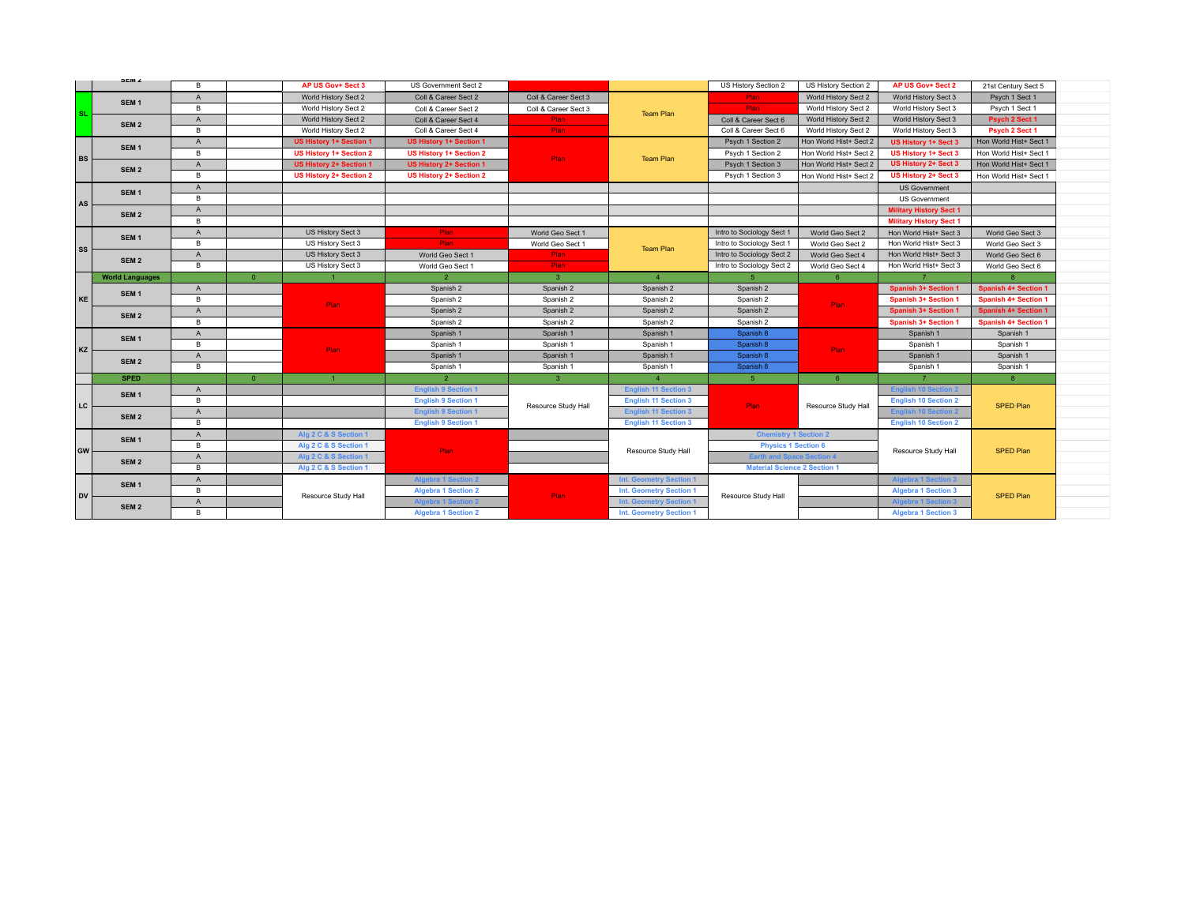| | | | | | | | | | | | | |
|---|---|---|---|---|---|---|---|---|---|---|---|---|
| | SEM 2 | B | | AP US Gov+ Sect 3 | US Government Sect 2 | | | US History Section 2 | US History Section 2 | AP US Gov+ Sect 2 | 21st Century Sect 5 | |
| SL | SEM 1 | A | | World History Sect 2 | Coll & Career Sect 2 | Coll & Career Sect 3 | Team Plan | Plan | World History Sect 2 | World History Sect 3 | Psych 1 Sect 1 | |
| | | B | | World History Sect 2 | Coll & Career Sect 2 | Coll & Career Sect 3 | | Plan | World History Sect 2 | World History Sect 3 | Psych 1 Sect 1 | |
| | SEM 2 | A | | World History Sect 2 | Coll & Career Sect 4 | Plan | | Coll & Career Sect 6 | World History Sect 2 | World History Sect 3 | Psych 2 Sect 1 | |
| | | B | | World History Sect 2 | Coll & Career Sect 4 | Plan | | Coll & Career Sect 6 | World History Sect 2 | World History Sect 3 | Psych 2 Sect 1 | |
| BS | SEM 1 | A | | US History 1+ Section 1 | US History 1+ Section 1 | Plan | Team Plan | Psych 1 Section 2 | Hon World Hist+ Sect 2 | US History 1+ Sect 3 | Hon World Hist+ Sect 1 | |
| | | B | | US History 1+ Section 2 | US History 1+ Section 2 | | | Psych 1 Section 2 | Hon World Hist+ Sect 2 | US History 1+ Sect 3 | Hon World Hist+ Sect 1 | |
| | SEM 2 | A | | US History 2+ Section 1 | US History 2+ Section 1 | | | Psych 1 Section 3 | Hon World Hist+ Sect 2 | US History 2+ Sect 3 | Hon World Hist+ Sect 1 | |
| | | B | | US History 2+ Section 2 | US History 2+ Section 2 | | | Psych 1 Section 3 | Hon World Hist+ Sect 2 | US History 2+ Sect 3 | Hon World Hist+ Sect 1 | |
| AS | SEM 1 | A | | | | | | | | US Government | | |
| | | B | | | | | | | | US Government | | |
| | SEM 2 | A | | | | | | | | Military History Sect 1 | | |
| | | B | | | | | | | | Military History Sect 1 | | |
| SS | SEM 1 | A | | US History Sect 3 | Plan | World Geo Sect 1 | Team Plan | Intro to Sociology Sect 1 | World Geo Sect 2 | Hon World Hist+ Sect 3 | World Geo Sect 3 | |
| | | B | | US History Sect 3 | Plan | World Geo Sect 1 | | Intro to Sociology Sect 1 | World Geo Sect 2 | Hon World Hist+ Sect 3 | World Geo Sect 3 | |
| | SEM 2 | A | | US History Sect 3 | World Geo Sect 1 | Plan | | Intro to Sociology Sect 2 | World Geo Sect 4 | Hon World Hist+ Sect 3 | World Geo Sect 6 | |
| | | B | | US History Sect 3 | World Geo Sect 1 | Plan | | Intro to Sociology Sect 2 | World Geo Sect 4 | Hon World Hist+ Sect 3 | World Geo Sect 6 | |
| | World Languages | | 0 | 1 | 2 | 3 | 4 | 5 | 6 | 7 | 8 | |
| KE | SEM 1 | A | | Plan | Spanish 2 | Spanish 2 | Spanish 2 | Spanish 2 | Plan | Spanish 3+ Section 1 | Spanish 4+ Section 1 | |
| | | B | | | Spanish 2 | Spanish 2 | Spanish 2 | Spanish 2 | | Spanish 3+ Section 1 | Spanish 4+ Section 1 | |
| | SEM 2 | A | | | Spanish 2 | Spanish 2 | Spanish 2 | Spanish 2 | | Spanish 3+ Section 1 | Spanish 4+ Section 1 | |
| | | B | | | Spanish 2 | Spanish 2 | Spanish 2 | Spanish 2 | | Spanish 3+ Section 1 | Spanish 4+ Section 1 | |
| KZ | SEM 1 | A | | Plan | Spanish 1 | Spanish 1 | Spanish 1 | Spanish 8 | Plan | Spanish 1 | Spanish 1 | |
| | | B | | | Spanish 1 | Spanish 1 | Spanish 1 | Spanish 8 | | Spanish 1 | Spanish 1 | |
| | SEM 2 | A | | | Spanish 1 | Spanish 1 | Spanish 1 | Spanish 8 | | Spanish 1 | Spanish 1 | |
| | | B | | | Spanish 1 | Spanish 1 | Spanish 1 | Spanish 8 | | Spanish 1 | Spanish 1 | |
| | SPED | | 0 | 1 | 2 | 3 | 4 | 5 | 6 | 7 | 8 | |
| LC | SEM 1 | A | | | English 9 Section 1 | Resource Study Hall | English 11 Section 3 | Plan | Resource Study Hall | English 10 Section 2 | SPED Plan | |
| | | B | | | English 9 Section 1 | | English 11 Section 3 | | | English 10 Section 2 | | |
| | SEM 2 | A | | | English 9 Section 1 | | English 11 Section 3 | | | English 10 Section 2 | | |
| | | B | | | English 9 Section 1 | | English 11 Section 3 | | | English 10 Section 2 | | |
| GW | SEM 1 | A | | Alg 2 C & S Section 1 | Plan | | Resource Study Hall | Chemistry 1 Section 2 | | Resource Study Hall | SPED Plan | |
| | | B | | Alg 2 C & S Section 1 | | | | Physics 1 Section 6 | | | | |
| | SEM 2 | A | | Alg 2 C & S Section 1 | | | | Earth and Space Section 4 | | | | |
| | | B | | Alg 2 C & S Section 1 | | | | Material Science 2 Section 1 | | | | |
| DV | SEM 1 | A | | Resource Study Hall | Algebra 1 Section 2 | Plan | Int. Geometry Section 1 | Resource Study Hall | | Algebra 1 Section 3 | SPED Plan | |
| | | B | | | Algebra 1 Section 2 | | Int. Geometry Section 1 | | | Algebra 1 Section 3 | | |
| | SEM 2 | A | | | Algebra 1 Section 2 | | Int. Geometry Section 1 | | | Algebra 1 Section 3 | | |
| | | B | | | Algebra 1 Section 2 | | Int. Geometry Section 1 | | | Algebra 1 Section 3 | | |